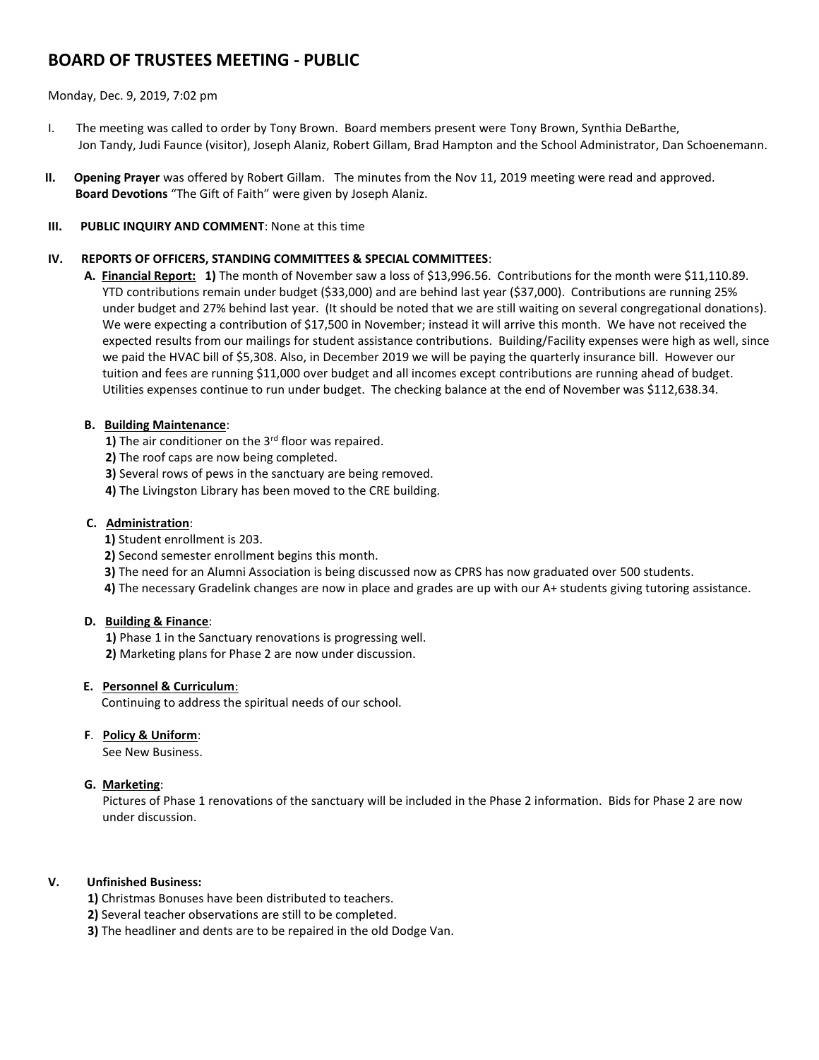# BOARD OF TRUSTEES MEETING - PUBLIC

Monday, Dec. 9, 2019, 7:02 pm

I. The meeting was called to order by Tony Brown. Board members present were Tony Brown, Synthia DeBarthe, Jon Tandy, Judi Faunce (visitor), Joseph Alaniz, Robert Gillam, Brad Hampton and the School Administrator, Dan Schoenemann.

**II. Opening Prayer** was offered by Robert Gillam. The minutes from the Nov 11, 2019 meeting were read and approved. **Board Devotions** "The Gift of Faith" were given by Joseph Alaniz.

**III. PUBLIC INQUIRY AND COMMENT**: None at this time

**IV. REPORTS OF OFFICERS, STANDING COMMITTEES & SPECIAL COMMITTEES**:

**A. Financial Report: 1)** The month of November saw a loss of $13,996.56. Contributions for the month were $11,110.89. YTD contributions remain under budget ($33,000) and are behind last year ($37,000). Contributions are running 25% under budget and 27% behind last year. (It should be noted that we are still waiting on several congregational donations). We were expecting a contribution of $17,500 in November; instead it will arrive this month. We have not received the expected results from our mailings for student assistance contributions. Building/Facility expenses were high as well, since we paid the HVAC bill of $5,308. Also, in December 2019 we will be paying the quarterly insurance bill. However our tuition and fees are running $11,000 over budget and all incomes except contributions are running ahead of budget. Utilities expenses continue to run under budget. The checking balance at the end of November was $112,638.34.

**B. Building Maintenance**:

**1)** The air conditioner on the 3rd floor was repaired.
**2)** The roof caps are now being completed.
**3)** Several rows of pews in the sanctuary are being removed.
**4)** The Livingston Library has been moved to the CRE building.

**C. Administration**:

**1)** Student enrollment is 203.
**2)** Second semester enrollment begins this month.
**3)** The need for an Alumni Association is being discussed now as CPRS has now graduated over 500 students.
**4)** The necessary Gradelink changes are now in place and grades are up with our A+ students giving tutoring assistance.

**D. Building & Finance**:

**1)** Phase 1 in the Sanctuary renovations is progressing well.
**2)** Marketing plans for Phase 2 are now under discussion.

**E. Personnel & Curriculum**:

Continuing to address the spiritual needs of our school.

**F. Policy & Uniform**:

See New Business.

**G. Marketing**:

Pictures of Phase 1 renovations of the sanctuary will be included in the Phase 2 information. Bids for Phase 2 are now under discussion.

**V. Unfinished Business:**

**1)** Christmas Bonuses have been distributed to teachers.
**2)** Several teacher observations are still to be completed.
**3)** The headliner and dents are to be repaired in the old Dodge Van.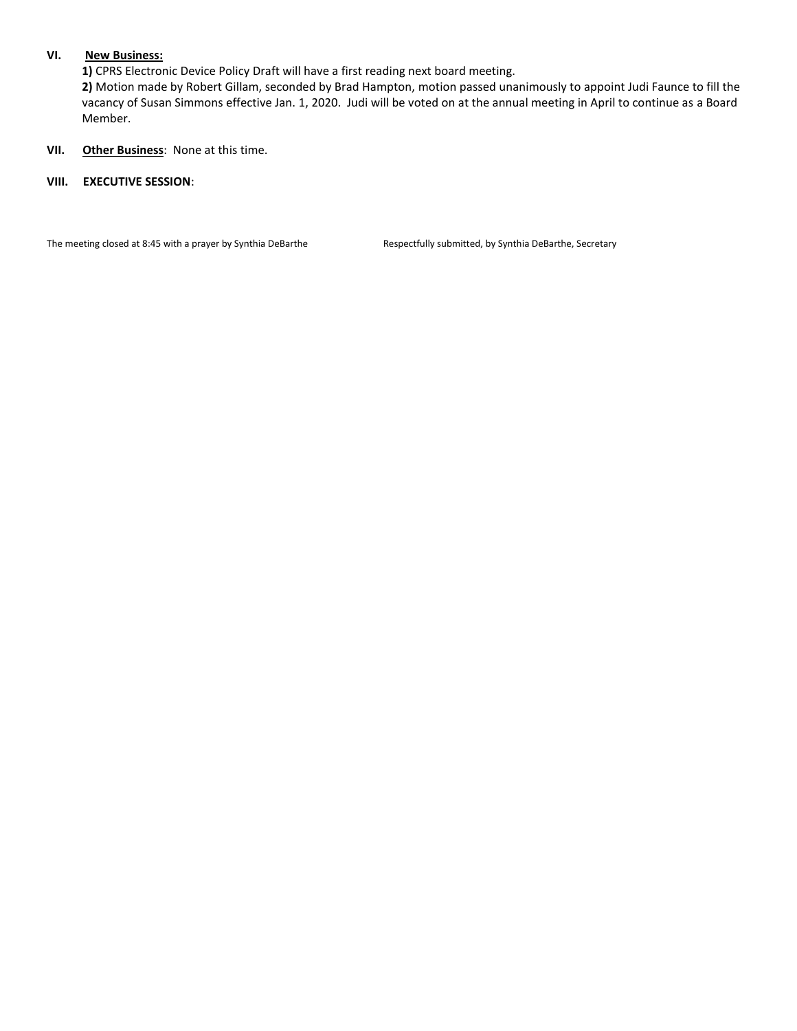**VI. New Business:**

**1)** CPRS Electronic Device Policy Draft will have a first reading next board meeting.

**2)** Motion made by Robert Gillam, seconded by Brad Hampton, motion passed unanimously to appoint Judi Faunce to fill the vacancy of Susan Simmons effective Jan. 1, 2020. Judi will be voted on at the annual meeting in April to continue as a Board Member.

**VII. Other Business**: None at this time.

**VIII. EXECUTIVE SESSION**:

The meeting closed at 8:45 with a prayer by Synthia DeBarthe

Respectfully submitted, by Synthia DeBarthe, Secretary